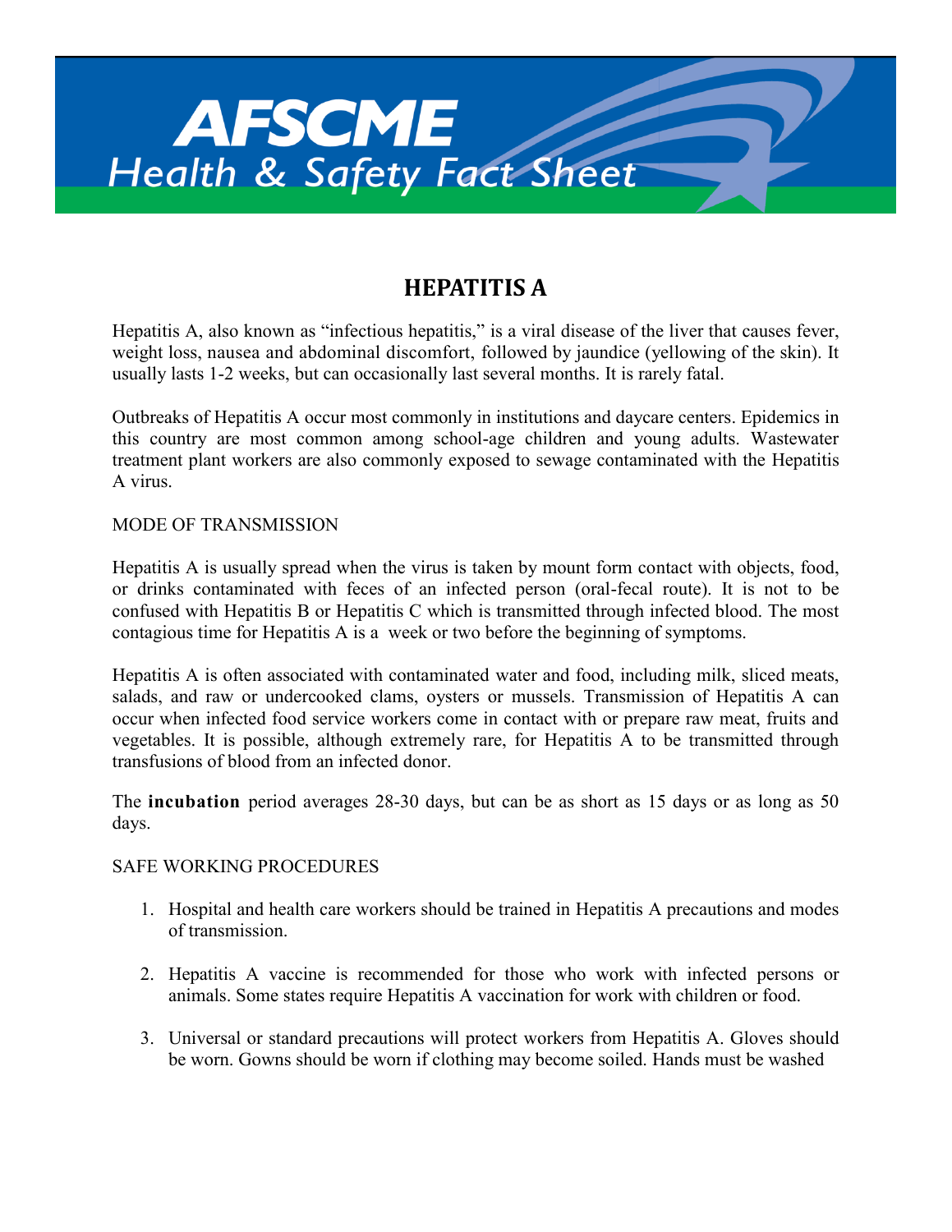# AFSCME
## Health & Safety Fact Sheet

## HEPATITIS A

Hepatitis A, also known as "infectious hepatitis," is a viral disease of the liver that causes fever, weight loss, nausea and abdominal discomfort, followed by jaundice (yellowing of the skin). It usually lasts 1-2 weeks, but can occasionally last several months. It is rarely fatal.

Outbreaks of Hepatitis A occur most commonly in institutions and daycare centers. Epidemics in this country are most common among school-age children and young adults. Wastewater treatment plant workers are also commonly exposed to sewage contaminated with the Hepatitis A virus.

MODE OF TRANSMISSION

Hepatitis A is usually spread when the virus is taken by mount form contact with objects, food, or drinks contaminated with feces of an infected person (oral-fecal route). It is not to be confused with Hepatitis B or Hepatitis C which is transmitted through infected blood. The most contagious time for Hepatitis A is a week or two before the beginning of symptoms.

Hepatitis A is often associated with contaminated water and food, including milk, sliced meats, salads, and raw or undercooked clams, oysters or mussels. Transmission of Hepatitis A can occur when infected food service workers come in contact with or prepare raw meat, fruits and vegetables. It is possible, although extremely rare, for Hepatitis A to be transmitted through transfusions of blood from an infected donor.

The **incubation** period averages 28-30 days, but can be as short as 15 days or as long as 50 days.

SAFE WORKING PROCEDURES

1. Hospital and health care workers should be trained in Hepatitis A precautions and modes of transmission.

2. Hepatitis A vaccine is recommended for those who work with infected persons or animals. Some states require Hepatitis A vaccination for work with children or food.

3. Universal or standard precautions will protect workers from Hepatitis A. Gloves should be worn. Gowns should be worn if clothing may become soiled. Hands must be washed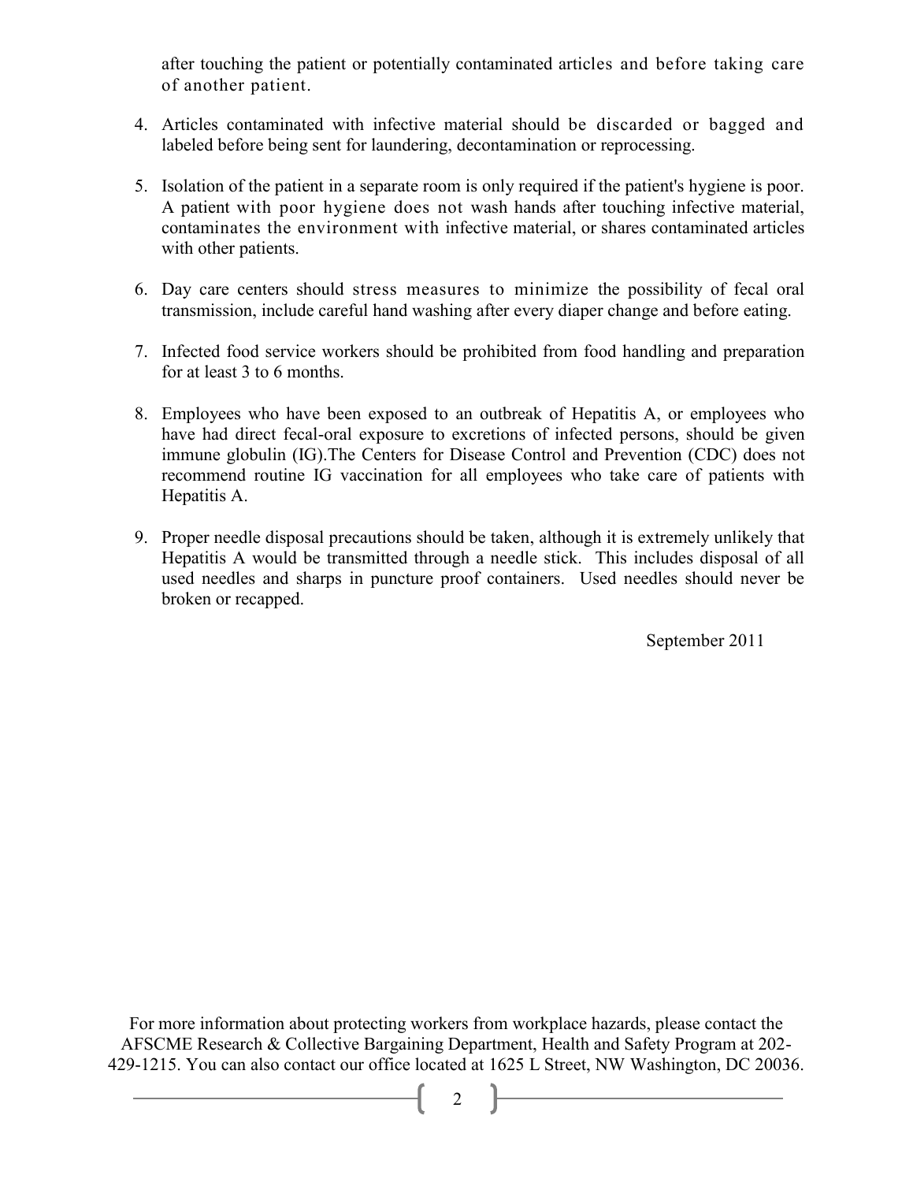after touching the patient or potentially contaminated articles and before taking care of another patient.

4. Articles contaminated with infective material should be discarded or bagged and labeled before being sent for laundering, decontamination or reprocessing.

5. Isolation of the patient in a separate room is only required if the patient's hygiene is poor. A patient with poor hygiene does not wash hands after touching infective material, contaminates the environment with infective material, or shares contaminated articles with other patients.

6. Day care centers should stress measures to minimize the possibility of fecal oral transmission, include careful hand washing after every diaper change and before eating.

7. Infected food service workers should be prohibited from food handling and preparation for at least 3 to 6 months.

8. Employees who have been exposed to an outbreak of Hepatitis A, or employees who have had direct fecal-oral exposure to excretions of infected persons, should be given immune globulin (IG).The Centers for Disease Control and Prevention (CDC) does not recommend routine IG vaccination for all employees who take care of patients with Hepatitis A.

9. Proper needle disposal precautions should be taken, although it is extremely unlikely that Hepatitis A would be transmitted through a needle stick. This includes disposal of all used needles and sharps in puncture proof containers. Used needles should never be broken or recapped.

September 2011

For more information about protecting workers from workplace hazards, please contact the AFSCME Research & Collective Bargaining Department, Health and Safety Program at 202-429-1215. You can also contact our office located at 1625 L Street, NW Washington, DC 20036.